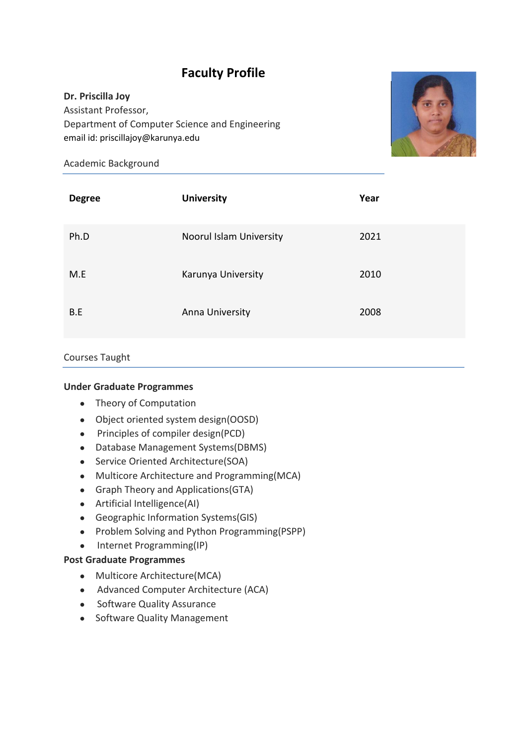# Faculty Profile

**Dr. Priscilla Joy**
Assistant Professor,
Department of Computer Science and Engineering
email id: priscillajoy@karunya.edu

## Academic Background

| Degree | University | Year |
| --- | --- | --- |
| Ph.D | Noorul Islam University | 2021 |
| M.E | Karunya University | 2010 |
| B.E | Anna University | 2008 |

## Courses Taught

**Under Graduate Programmes**

- Theory of Computation
- Object oriented system design(OOSD)
- Principles of compiler design(PCD)
- Database Management Systems(DBMS)
- Service Oriented Architecture(SOA)
- Multicore Architecture and Programming(MCA)
- Graph Theory and Applications(GTA)
- Artificial Intelligence(AI)
- Geographic Information Systems(GIS)
- Problem Solving and Python Programming(PSPP)
- Internet Programming(IP)

**Post Graduate Programmes**

- Multicore Architecture(MCA)
- Advanced Computer Architecture (ACA)
- Software Quality Assurance
- Software Quality Management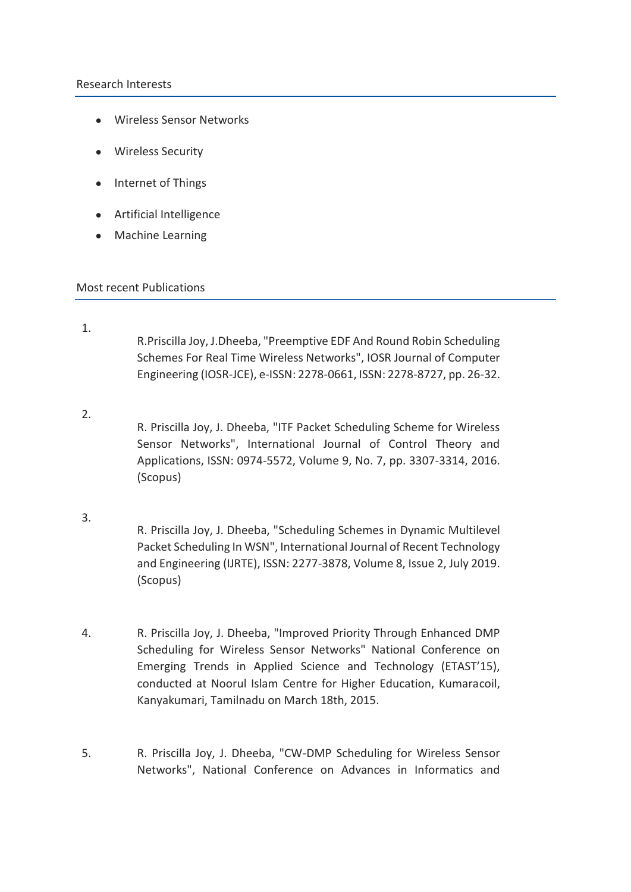## Research Interests

- Wireless Sensor Networks
- Wireless Security
- Internet of Things
- Artificial Intelligence
- Machine Learning

## Most recent Publications

1. R.Priscilla Joy, J.Dheeba, "Preemptive EDF And Round Robin Scheduling Schemes For Real Time Wireless Networks", IOSR Journal of Computer Engineering (IOSR-JCE), e-ISSN: 2278-0661, ISSN: 2278-8727, pp. 26-32.

2. R. Priscilla Joy, J. Dheeba, "ITF Packet Scheduling Scheme for Wireless Sensor Networks", International Journal of Control Theory and Applications, ISSN: 0974-5572, Volume 9, No. 7, pp. 3307-3314, 2016. (Scopus)

3. R. Priscilla Joy, J. Dheeba, "Scheduling Schemes in Dynamic Multilevel Packet Scheduling In WSN", International Journal of Recent Technology and Engineering (IJRTE), ISSN: 2277-3878, Volume 8, Issue 2, July 2019. (Scopus)

4. R. Priscilla Joy, J. Dheeba, "Improved Priority Through Enhanced DMP Scheduling for Wireless Sensor Networks" National Conference on Emerging Trends in Applied Science and Technology (ETAST'15), conducted at Noorul Islam Centre for Higher Education, Kumaracoil, Kanyakumari, Tamilnadu on March 18th, 2015.

5. R. Priscilla Joy, J. Dheeba, "CW-DMP Scheduling for Wireless Sensor Networks", National Conference on Advances in Informatics and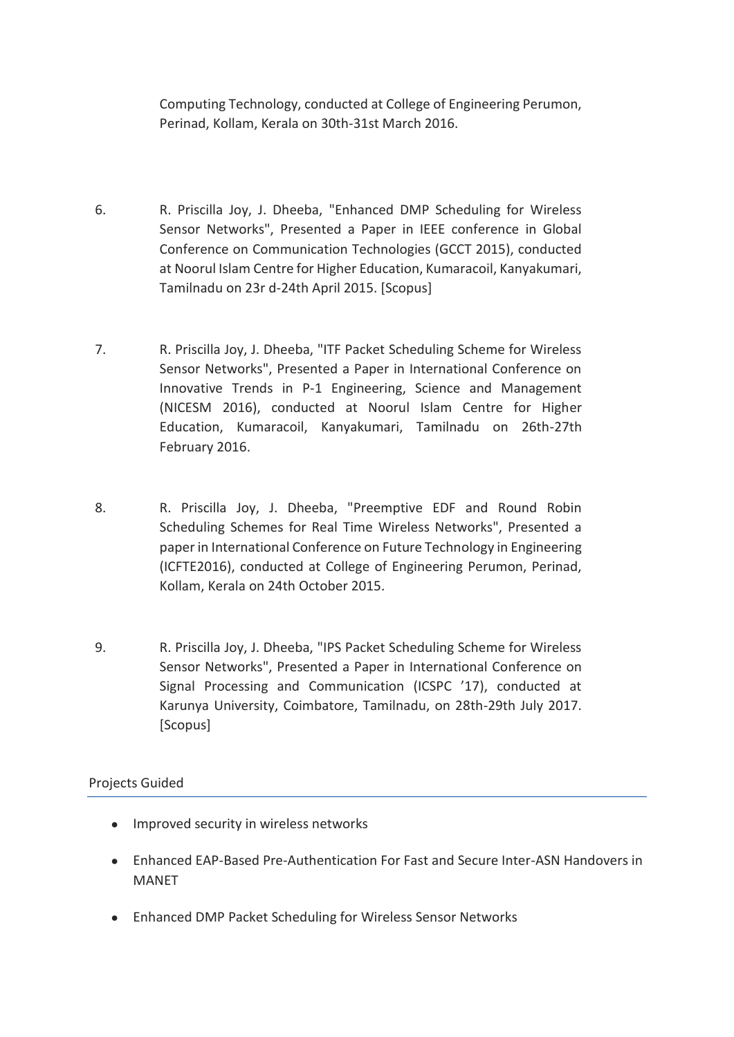Computing Technology, conducted at College of Engineering Perumon, Perinad, Kollam, Kerala on 30th-31st March 2016.

6. R. Priscilla Joy, J. Dheeba, "Enhanced DMP Scheduling for Wireless Sensor Networks", Presented a Paper in IEEE conference in Global Conference on Communication Technologies (GCCT 2015), conducted at Noorul Islam Centre for Higher Education, Kumaracoil, Kanyakumari, Tamilnadu on 23r d-24th April 2015. [Scopus]

7. R. Priscilla Joy, J. Dheeba, "ITF Packet Scheduling Scheme for Wireless Sensor Networks", Presented a Paper in International Conference on Innovative Trends in P-1 Engineering, Science and Management (NICESM 2016), conducted at Noorul Islam Centre for Higher Education, Kumaracoil, Kanyakumari, Tamilnadu on 26th-27th February 2016.

8. R. Priscilla Joy, J. Dheeba, "Preemptive EDF and Round Robin Scheduling Schemes for Real Time Wireless Networks", Presented a paper in International Conference on Future Technology in Engineering (ICFTE2016), conducted at College of Engineering Perumon, Perinad, Kollam, Kerala on 24th October 2015.

9. R. Priscilla Joy, J. Dheeba, "IPS Packet Scheduling Scheme for Wireless Sensor Networks", Presented a Paper in International Conference on Signal Processing and Communication (ICSPC '17), conducted at Karunya University, Coimbatore, Tamilnadu, on 28th-29th July 2017. [Scopus]

## Projects Guided

- Improved security in wireless networks
- Enhanced EAP-Based Pre-Authentication For Fast and Secure Inter-ASN Handovers in MANET
- Enhanced DMP Packet Scheduling for Wireless Sensor Networks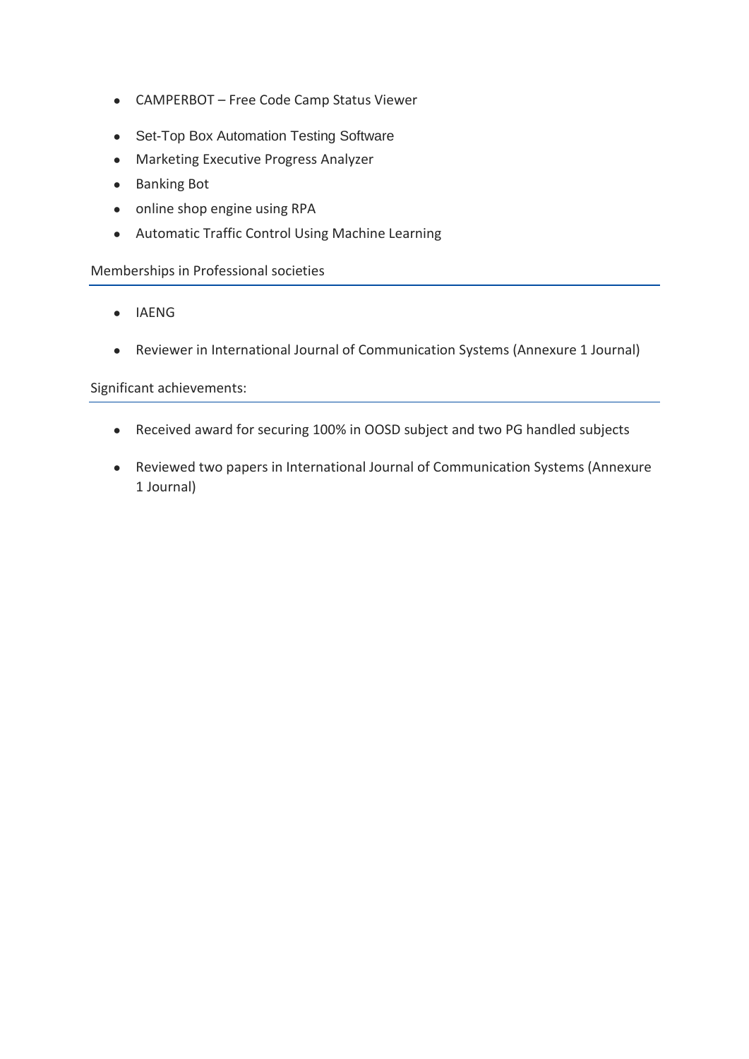- CAMPERBOT – Free Code Camp Status Viewer
- Set-Top Box Automation Testing Software
- Marketing Executive Progress Analyzer
- Banking Bot
- online shop engine using RPA
- Automatic Traffic Control Using Machine Learning

## Memberships in Professional societies

- IAENG
- Reviewer in International Journal of Communication Systems (Annexure 1 Journal)

## Significant achievements:

- Received award for securing 100% in OOSD subject and two PG handled subjects
- Reviewed two papers in International Journal of Communication Systems (Annexure 1 Journal)